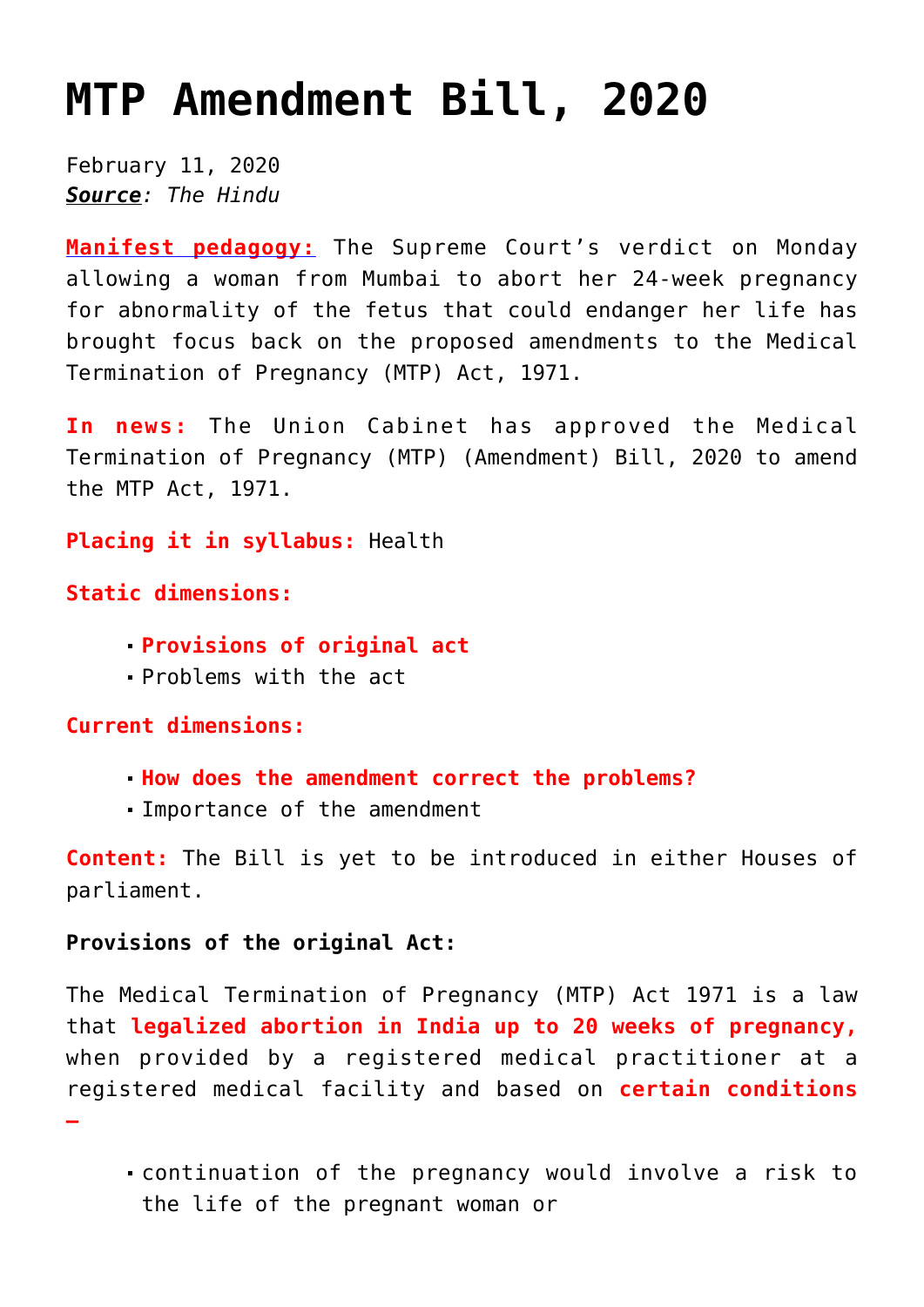# MTP Amendment Bill, 2020

February 11, 2020
***Source**: The Hindu*

**Manifest pedagogy:** The Supreme Court's verdict on Monday allowing a woman from Mumbai to abort her 24-week pregnancy for abnormality of the fetus that could endanger her life has brought focus back on the proposed amendments to the Medical Termination of Pregnancy (MTP) Act, 1971.

**In news:** The Union Cabinet has approved the Medical Termination of Pregnancy (MTP) (Amendment) Bill, 2020 to amend the MTP Act, 1971.

**Placing it in syllabus:** Health

**Static dimensions:**

- **Provisions of original act**
- Problems with the act

**Current dimensions:**

- **How does the amendment correct the problems?**
- Importance of the amendment

**Content:** The Bill is yet to be introduced in either Houses of parliament.

**Provisions of the original Act:**

The Medical Termination of Pregnancy (MTP) Act 1971 is a law that **legalized abortion in India up to 20 weeks of pregnancy,** when provided by a registered medical practitioner at a registered medical facility and based on **certain conditions –**

- continuation of the pregnancy would involve a risk to the life of the pregnant woman or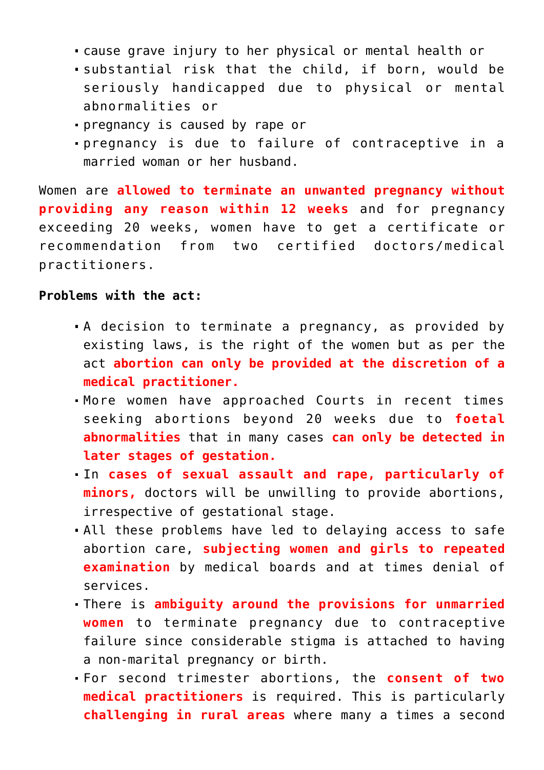- cause grave injury to her physical or mental health or
- substantial risk that the child, if born, would be seriously handicapped due to physical or mental abnormalities or
- pregnancy is caused by rape or
- pregnancy is due to failure of contraceptive in a married woman or her husband.

Women are **allowed to terminate an unwanted pregnancy without providing any reason within 12 weeks** and for pregnancy exceeding 20 weeks, women have to get a certificate or recommendation from two certified doctors/medical practitioners.

**Problems with the act:**

- A decision to terminate a pregnancy, as provided by existing laws, is the right of the women but as per the act **abortion can only be provided at the discretion of a medical practitioner.**
- More women have approached Courts in recent times seeking abortions beyond 20 weeks due to **foetal abnormalities** that in many cases **can only be detected in later stages of gestation.**
- In **cases of sexual assault and rape, particularly of minors,** doctors will be unwilling to provide abortions, irrespective of gestational stage.
- All these problems have led to delaying access to safe abortion care, **subjecting women and girls to repeated examination** by medical boards and at times denial of services.
- There is **ambiguity around the provisions for unmarried women** to terminate pregnancy due to contraceptive failure since considerable stigma is attached to having a non-marital pregnancy or birth.
- For second trimester abortions, the **consent of two medical practitioners** is required. This is particularly **challenging in rural areas** where many a times a second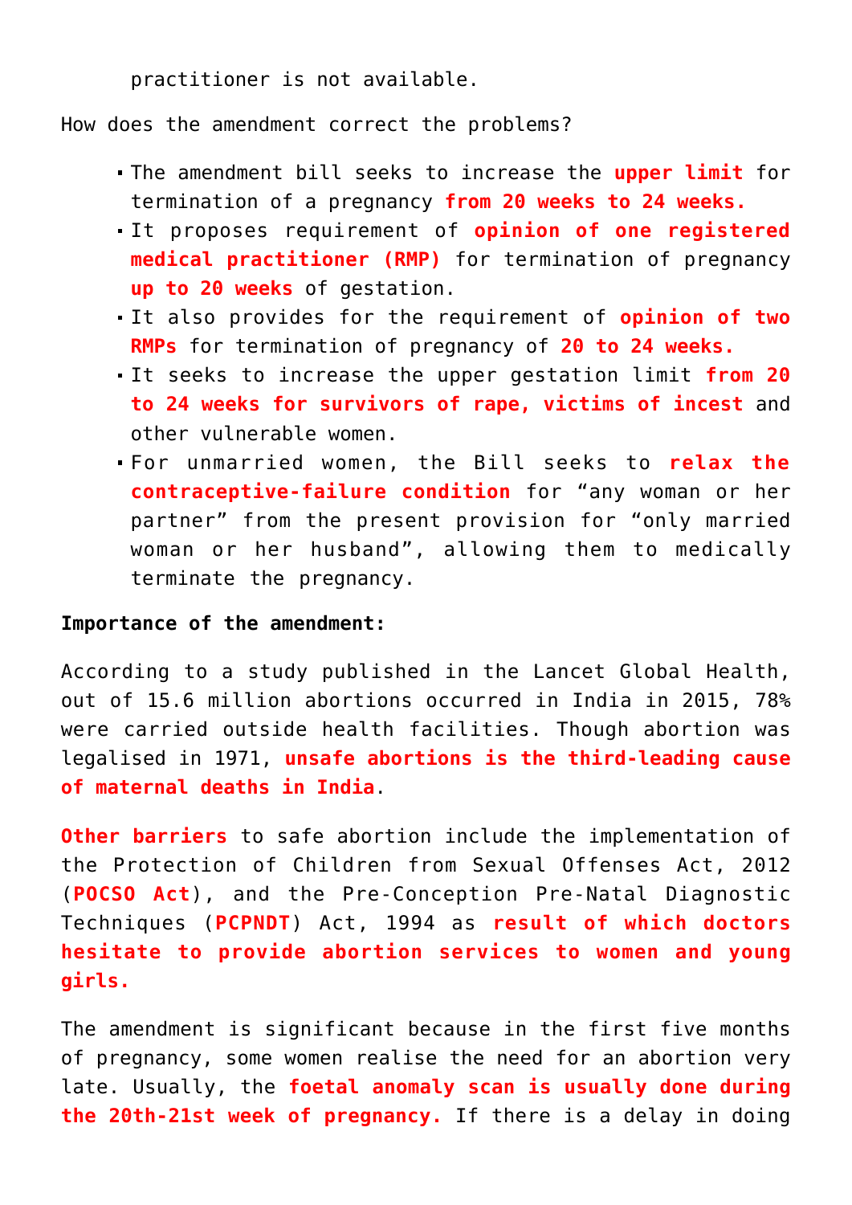practitioner is not available.

How does the amendment correct the problems?

- The amendment bill seeks to increase the **upper limit** for termination of a pregnancy **from 20 weeks to 24 weeks.**
- It proposes requirement of **opinion of one registered medical practitioner (RMP)** for termination of pregnancy **up to 20 weeks** of gestation.
- It also provides for the requirement of **opinion of two RMPs** for termination of pregnancy of **20 to 24 weeks.**
- It seeks to increase the upper gestation limit **from 20 to 24 weeks for survivors of rape, victims of incest** and other vulnerable women.
- For unmarried women, the Bill seeks to **relax the contraceptive-failure condition** for "any woman or her partner" from the present provision for "only married woman or her husband", allowing them to medically terminate the pregnancy.

**Importance of the amendment:**

According to a study published in the Lancet Global Health, out of 15.6 million abortions occurred in India in 2015, 78% were carried outside health facilities. Though abortion was legalised in 1971, **unsafe abortions is the third-leading cause of maternal deaths in India**.

**Other barriers** to safe abortion include the implementation of the Protection of Children from Sexual Offenses Act, 2012 (**POCSO Act**), and the Pre-Conception Pre-Natal Diagnostic Techniques (**PCPNDT**) Act, 1994 as **result of which doctors hesitate to provide abortion services to women and young girls.**

The amendment is significant because in the first five months of pregnancy, some women realise the need for an abortion very late. Usually, the **foetal anomaly scan is usually done during the 20th-21st week of pregnancy.** If there is a delay in doing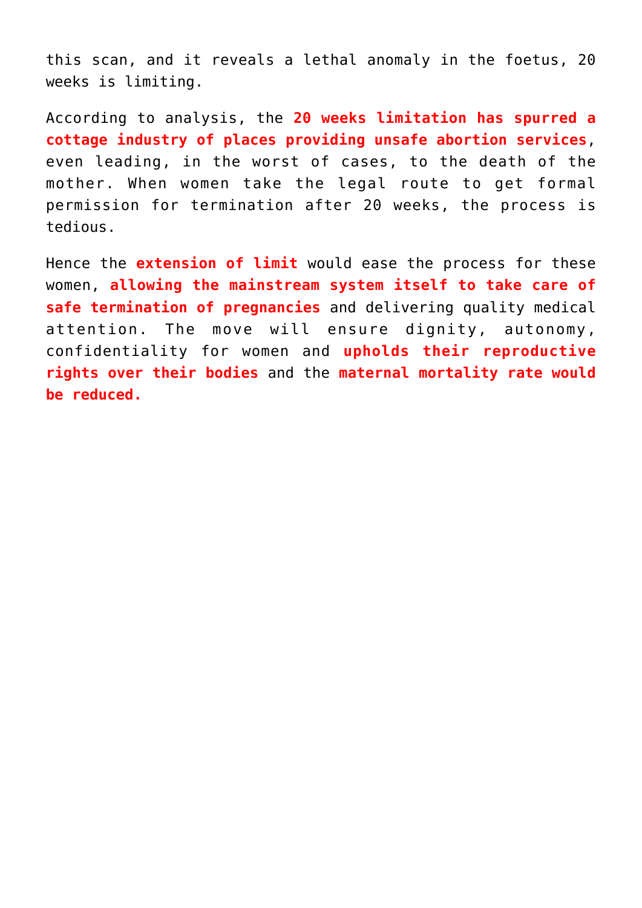this scan, and it reveals a lethal anomaly in the foetus, 20 weeks is limiting.

According to analysis, the **20 weeks limitation has spurred a cottage industry of places providing unsafe abortion services**, even leading, in the worst of cases, to the death of the mother. When women take the legal route to get formal permission for termination after 20 weeks, the process is tedious.

Hence the **extension of limit** would ease the process for these women, **allowing the mainstream system itself to take care of safe termination of pregnancies** and delivering quality medical attention. The move will ensure dignity, autonomy, confidentiality for women and **upholds their reproductive rights over their bodies** and the **maternal mortality rate would be reduced.**